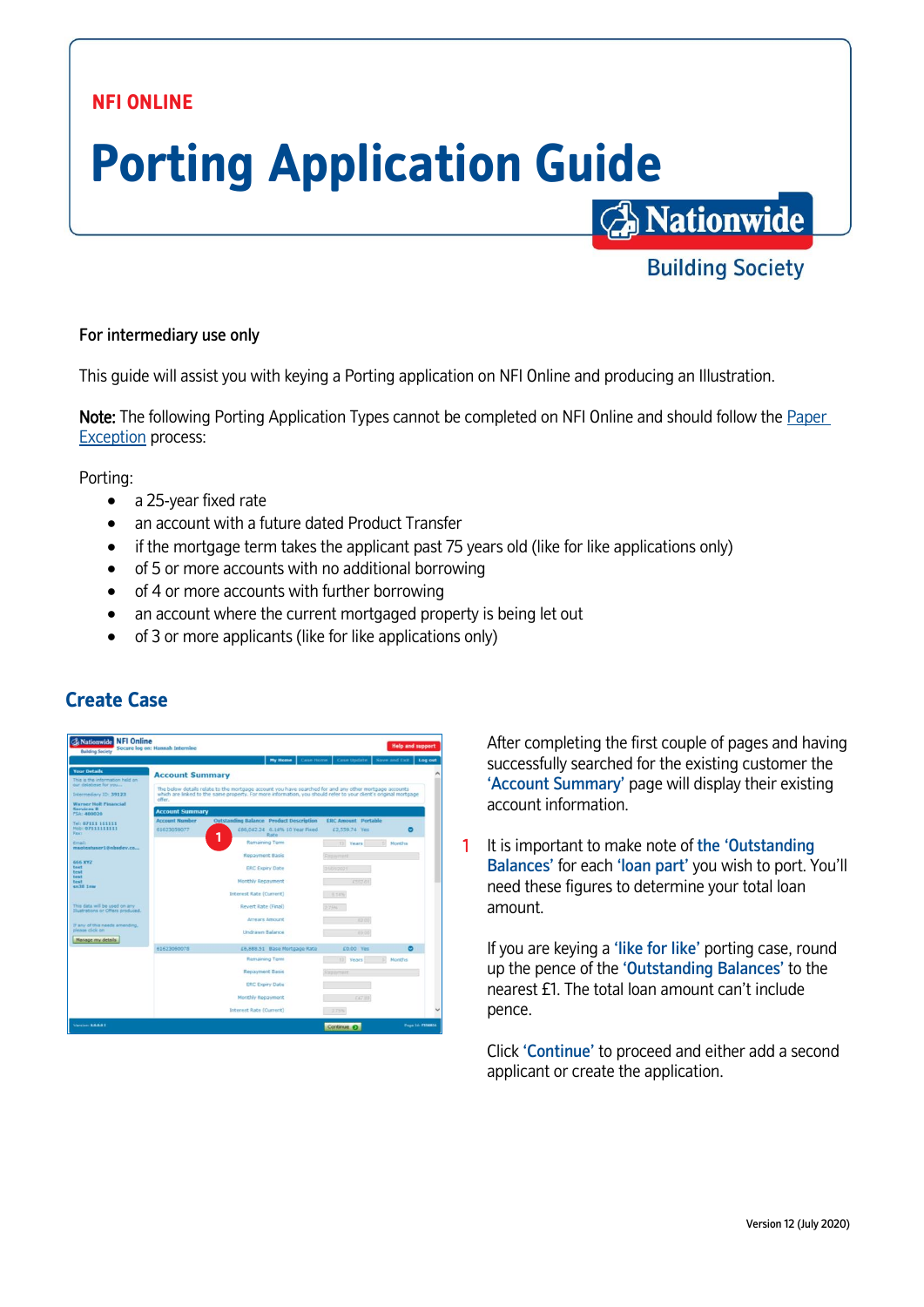NFI ONLINE

# Porting Application Guide

Nationwide Building Society

**For intermediary use only**

This guide will assist you with keying a Porting application on NFI Online and producing an Illustration.

**Note:** The following Porting Application Types cannot be completed on NFI Online and should follow the Paper Exception process:

Porting:

- a 25-year fixed rate
- an account with a future dated Product Transfer
- if the mortgage term takes the applicant past 75 years old (like for like applications only)
- of 5 or more accounts with no additional borrowing
- of 4 or more accounts with further borrowing
- an account where the current mortgaged property is being let out
- of 3 or more applicants (like for like applications only)

## Create Case

After completing the first couple of pages and having successfully searched for the existing customer the 'Account Summary' page will display their existing account information.

1 It is important to make note of the 'Outstanding Balances' for each 'loan part' you wish to port. You'll need these figures to determine your total loan amount.

If you are keying a 'like for like' porting case, round up the pence of the 'Outstanding Balances' to the nearest £1. The total loan amount can't include pence.

Click 'Continue' to proceed and either add a second applicant or create the application.

Version 12 (July 2020)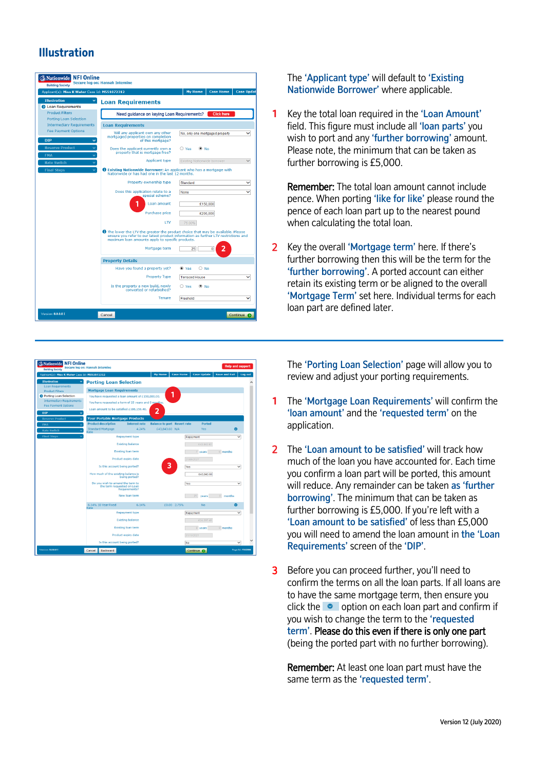## Illustration

The 'Applicant type' will default to 'Existing Nationwide Borrower' where applicable.

1. Key the total loan required in the 'Loan Amount' field. This figure must include all 'loan parts' you wish to port and any 'further borrowing' amount. Please note, the minimum that can be taken as further borrowing is £5,000.

   **Remember:** The total loan amount cannot include pence. When porting 'like for like' please round the pence of each loan part up to the nearest pound when calculating the total loan.

2. Key the overall 'Mortgage term' here. If there's further borrowing then this will be the term for the 'further borrowing'. A ported account can either retain its existing term or be aligned to the overall 'Mortgage Term' set here. Individual terms for each loan part are defined later.

---

The 'Porting Loan Selection' page will allow you to review and adjust your porting requirements.

1. The 'Mortgage Loan Requirements' will confirm the 'loan amount' and the 'requested term' on the application.

2. The 'Loan amount to be satisfied' will track how much of the loan you have accounted for. Each time you confirm a loan part will be ported, this amount will reduce. Any remainder can be taken as 'further borrowing'. The minimum that can be taken as further borrowing is £5,000. If you're left with a 'Loan amount to be satisfied' of less than £5,000 you will need to amend the loan amount in the 'Loan Requirements' screen of the 'DIP'.

3. Before you can proceed further, you'll need to confirm the terms on all the loan parts. If all loans are to have the same mortgage term, then ensure you click the option on each loan part and confirm if you wish to change the term to the 'requested term'. **Please do this even if there is only one part** (being the ported part with no further borrowing).

   **Remember:** At least one loan part must have the same term as the 'requested term'.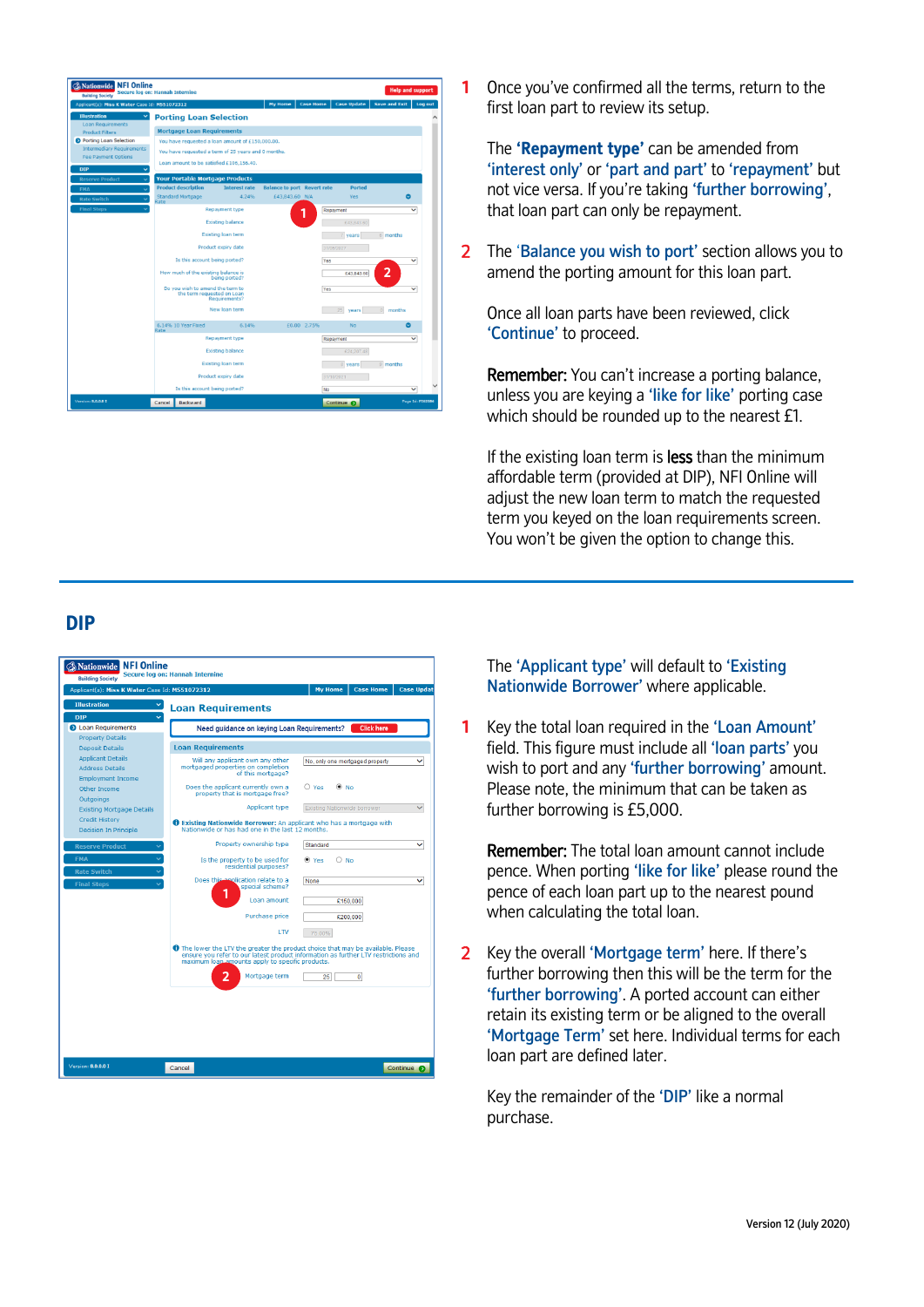1 Once you've confirmed all the terms, return to the first loan part to review its setup.

The **'Repayment type'** can be amended from 'interest only' or 'part and part' to 'repayment' but not vice versa. If you're taking 'further borrowing', that loan part can only be repayment.

2 The 'Balance you wish to port' section allows you to amend the porting amount for this loan part.

Once all loan parts have been reviewed, click 'Continue' to proceed.

**Remember:** You can't increase a porting balance, unless you are keying a 'like for like' porting case which should be rounded up to the nearest £1.

If the existing loan term is **less** than the minimum affordable term (provided at DIP), NFI Online will adjust the new loan term to match the requested term you keyed on the loan requirements screen. You won't be given the option to change this.

## DIP

The 'Applicant type' will default to 'Existing Nationwide Borrower' where applicable.

1 Key the total loan required in the 'Loan Amount' field. This figure must include all 'loan parts' you wish to port and any 'further borrowing' amount. Please note, the minimum that can be taken as further borrowing is £5,000.

**Remember:** The total loan amount cannot include pence. When porting 'like for like' please round the pence of each loan part up to the nearest pound when calculating the total loan.

2 Key the overall 'Mortgage term' here. If there's further borrowing then this will be the term for the 'further borrowing'. A ported account can either retain its existing term or be aligned to the overall 'Mortgage Term' set here. Individual terms for each loan part are defined later.

Key the remainder of the 'DIP' like a normal purchase.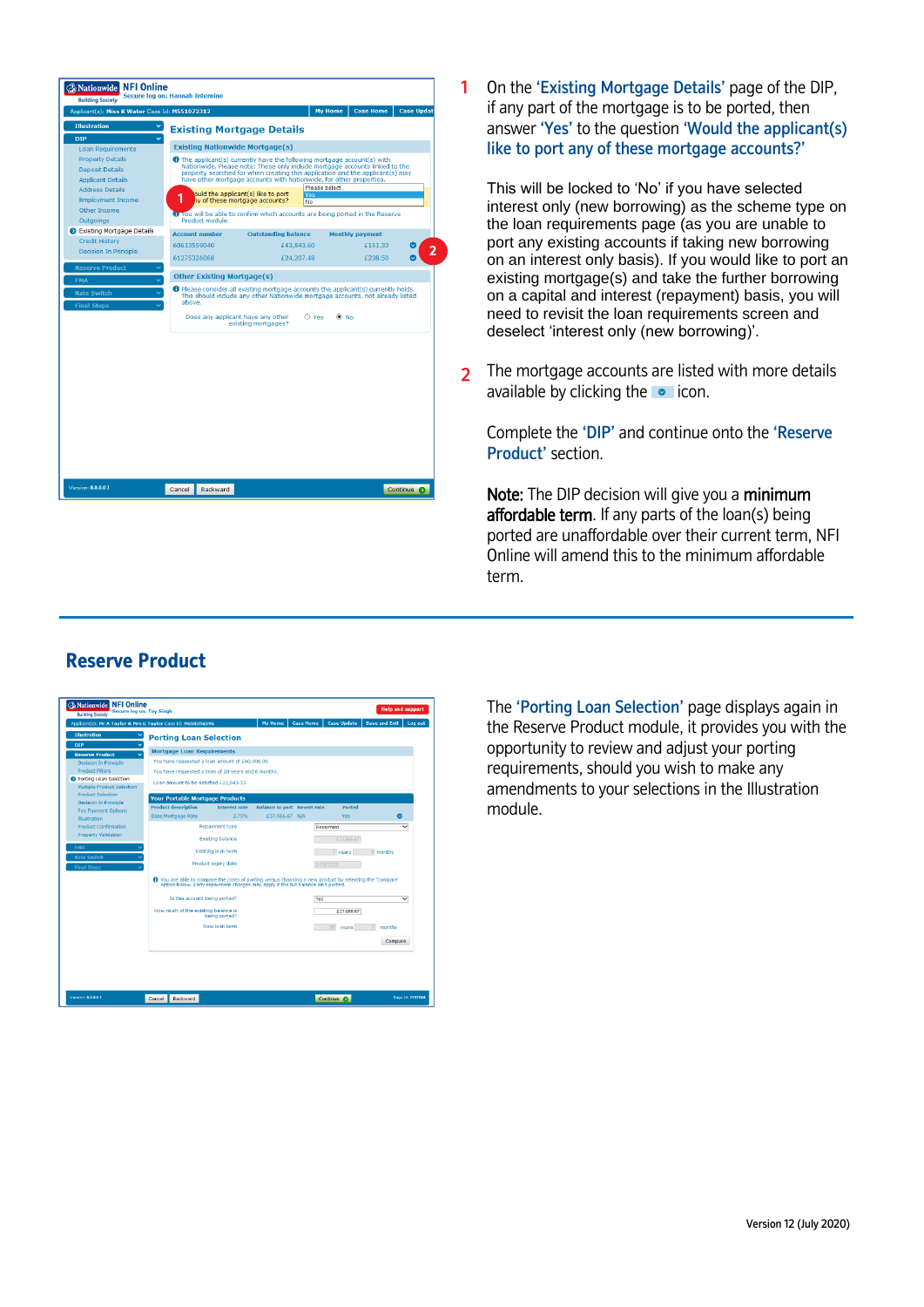1. On the 'Existing Mortgage Details' page of the DIP, if any part of the mortgage is to be ported, then answer 'Yes' to the question 'Would the applicant(s) like to port any of these mortgage accounts?'

   This will be locked to 'No' if you have selected interest only (new borrowing) as the scheme type on the loan requirements page (as you are unable to port any existing accounts if taking new borrowing on an interest only basis). If you would like to port an existing mortgage(s) and take the further borrowing on a capital and interest (repayment) basis, you will need to revisit the loan requirements screen and deselect 'interest only (new borrowing)'.

2. The mortgage accounts are listed with more details available by clicking the icon.

   Complete the 'DIP' and continue onto the 'Reserve Product' section.

   **Note:** The DIP decision will give you a **minimum affordable term**. If any parts of the loan(s) being ported are unaffordable over their current term, NFI Online will amend this to the minimum affordable term.

## Reserve Product

The 'Porting Loan Selection' page displays again in the Reserve Product module, it provides you with the opportunity to review and adjust your porting requirements, should you wish to make any amendments to your selections in the Illustration module.

Version 12 (July 2020)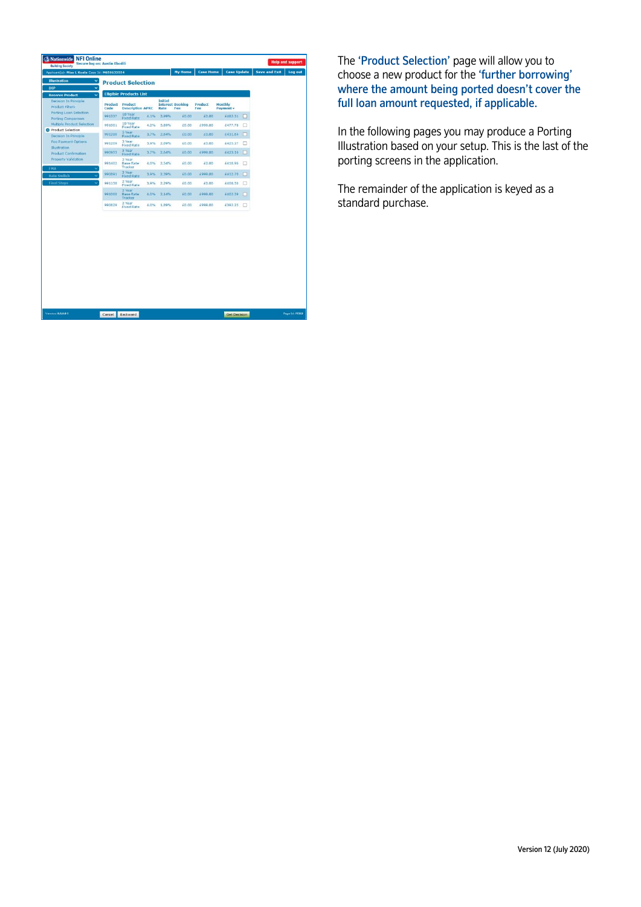The **'Product Selection'** page will allow you to choose a new product for the **'further borrowing' where the amount being ported doesn't cover the full loan amount requested, if applicable.**

In the following pages you may produce a Porting Illustration based on your setup. This is the last of the porting screens in the application.

The remainder of the application is keyed as a standard purchase.